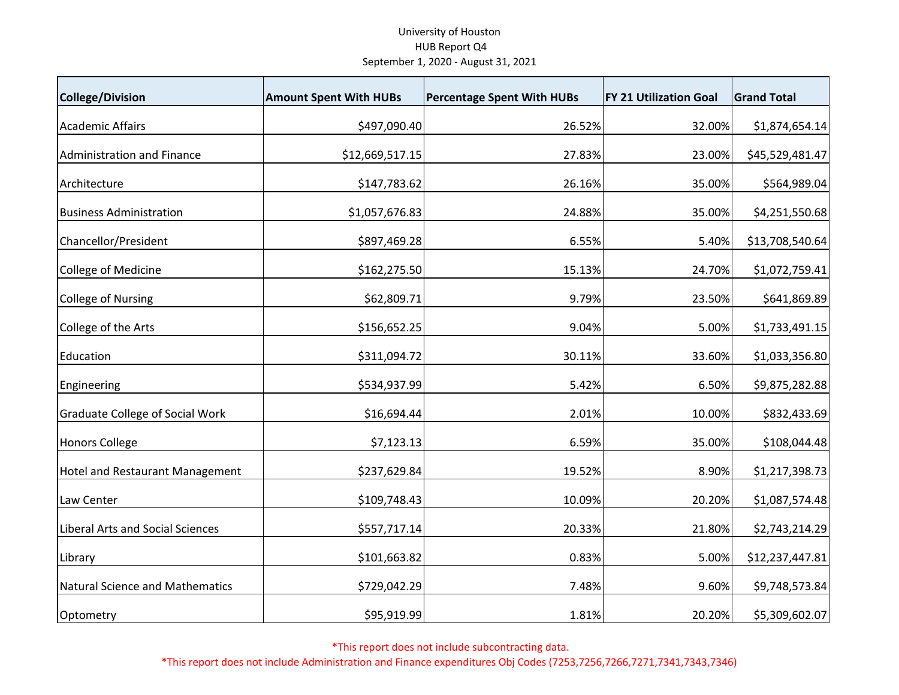University of Houston
HUB Report Q4
September 1, 2020 - August 31, 2021

| College/Division | Amount Spent With HUBs | Percentage Spent With HUBs | FY 21 Utilization Goal | Grand Total |
|---|---|---|---|---|
| Academic Affairs | $497,090.40 | 26.52% | 32.00% | $1,874,654.14 |
| Administration and Finance | $12,669,517.15 | 27.83% | 23.00% | $45,529,481.47 |
| Architecture | $147,783.62 | 26.16% | 35.00% | $564,989.04 |
| Business Administration | $1,057,676.83 | 24.88% | 35.00% | $4,251,550.68 |
| Chancellor/President | $897,469.28 | 6.55% | 5.40% | $13,708,540.64 |
| College of Medicine | $162,275.50 | 15.13% | 24.70% | $1,072,759.41 |
| College of Nursing | $62,809.71 | 9.79% | 23.50% | $641,869.89 |
| College of the Arts | $156,652.25 | 9.04% | 5.00% | $1,733,491.15 |
| Education | $311,094.72 | 30.11% | 33.60% | $1,033,356.80 |
| Engineering | $534,937.99 | 5.42% | 6.50% | $9,875,282.88 |
| Graduate College of Social Work | $16,694.44 | 2.01% | 10.00% | $832,433.69 |
| Honors College | $7,123.13 | 6.59% | 35.00% | $108,044.48 |
| Hotel and Restaurant Management | $237,629.84 | 19.52% | 8.90% | $1,217,398.73 |
| Law Center | $109,748.43 | 10.09% | 20.20% | $1,087,574.48 |
| Liberal Arts and Social Sciences | $557,717.14 | 20.33% | 21.80% | $2,743,214.29 |
| Library | $101,663.82 | 0.83% | 5.00% | $12,237,447.81 |
| Natural Science and Mathematics | $729,042.29 | 7.48% | 9.60% | $9,748,573.84 |
| Optometry | $95,919.99 | 1.81% | 20.20% | $5,309,602.07 |

*This report does not include subcontracting data.

*This report does not include Administration and Finance expenditures Obj Codes (7253,7256,7266,7271,7341,7343,7346)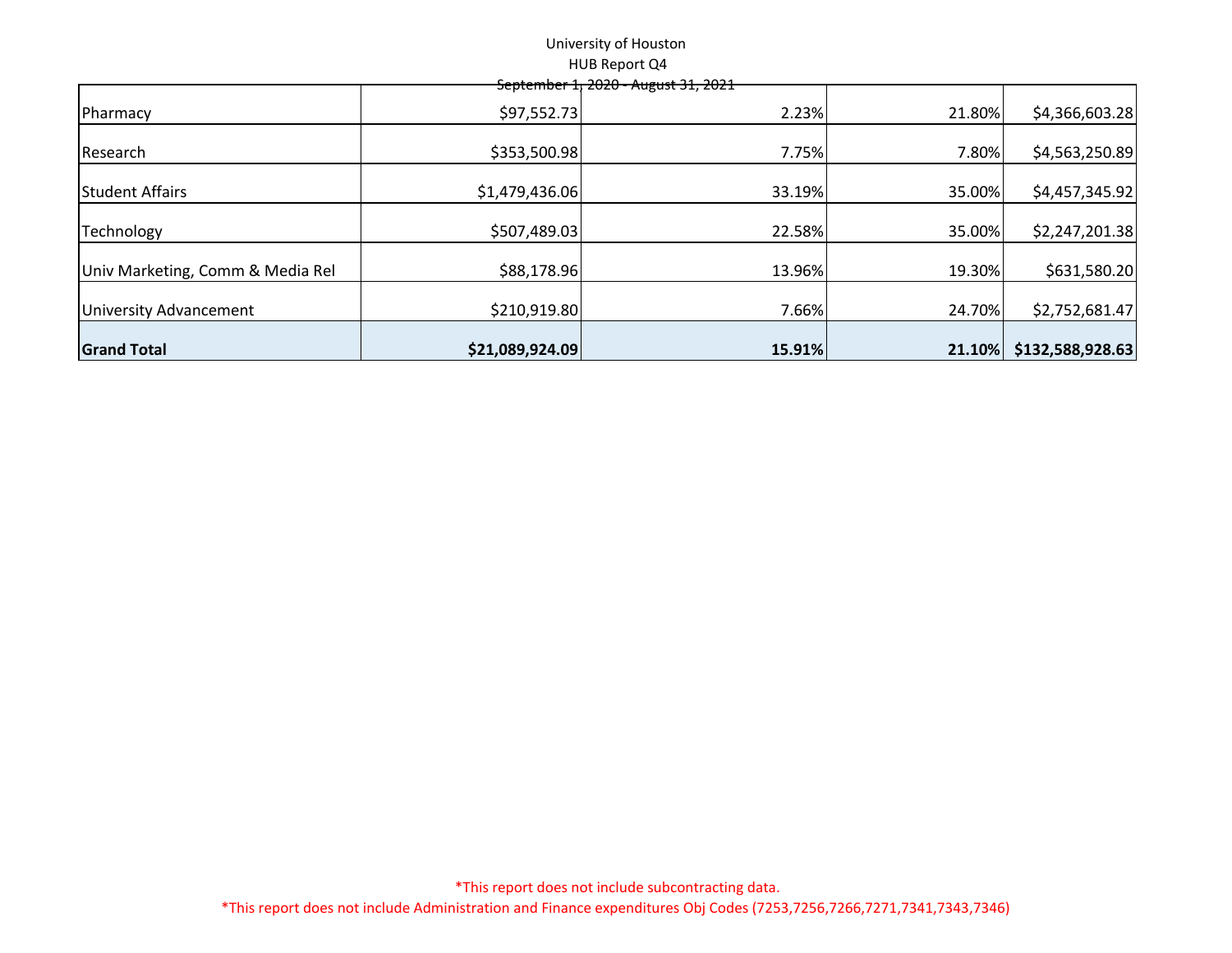University of Houston
HUB Report Q4
September 1, 2020 - August 31, 2021

| | | | | |
|---|---|---|---|---|
| Pharmacy | $97,552.73 | 2.23% | 21.80% | $4,366,603.28 |
| Research | $353,500.98 | 7.75% | 7.80% | $4,563,250.89 |
| Student Affairs | $1,479,436.06 | 33.19% | 35.00% | $4,457,345.92 |
| Technology | $507,489.03 | 22.58% | 35.00% | $2,247,201.38 |
| Univ Marketing, Comm & Media Rel | $88,178.96 | 13.96% | 19.30% | $631,580.20 |
| University Advancement | $210,919.80 | 7.66% | 24.70% | $2,752,681.47 |
| **Grand Total** | **$21,089,924.09** | **15.91%** | **21.10%** | **$132,588,928.63** |

*This report does not include subcontracting data.

*This report does not include Administration and Finance expenditures Obj Codes (7253,7256,7266,7271,7341,7343,7346)